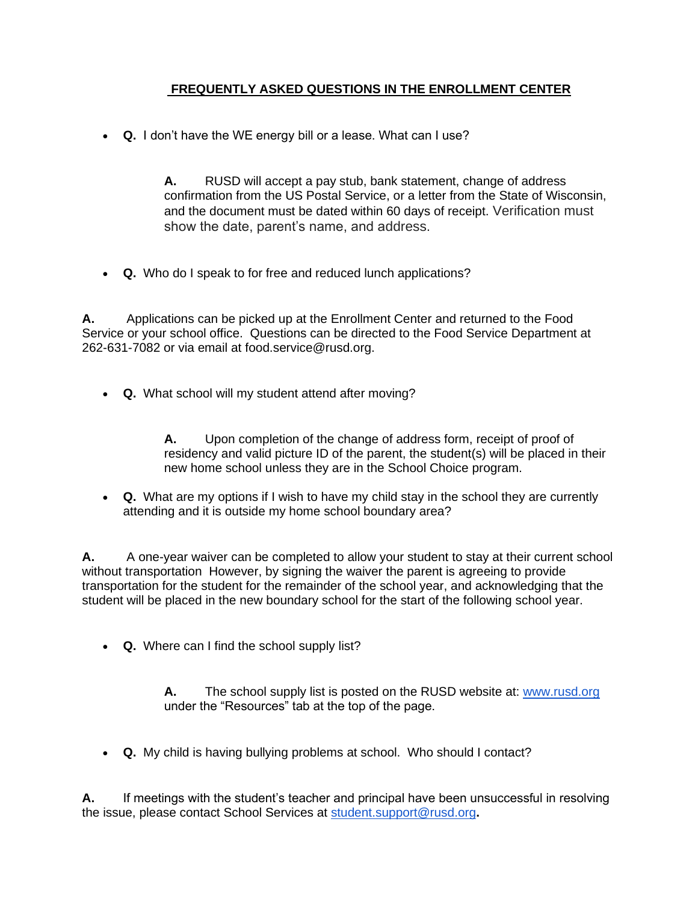# FREQUENTLY ASKED QUESTIONS IN THE ENROLLMENT CENTER

- **Q.** I don't have the WE energy bill or a lease. What can I use?

  **A.** RUSD will accept a pay stub, bank statement, change of address confirmation from the US Postal Service, or a letter from the State of Wisconsin, and the document must be dated within 60 days of receipt. Verification must show the date, parent's name, and address.

- **Q.** Who do I speak to for free and reduced lunch applications?

**A.** Applications can be picked up at the Enrollment Center and returned to the Food Service or your school office. Questions can be directed to the Food Service Department at 262-631-7082 or via email at food.service@rusd.org.

- **Q.** What school will my student attend after moving?

  **A.** Upon completion of the change of address form, receipt of proof of residency and valid picture ID of the parent, the student(s) will be placed in their new home school unless they are in the School Choice program.

- **Q.** What are my options if I wish to have my child stay in the school they are currently attending and it is outside my home school boundary area?

**A.** A one-year waiver can be completed to allow your student to stay at their current school without transportation However, by signing the waiver the parent is agreeing to provide transportation for the student for the remainder of the school year, and acknowledging that the student will be placed in the new boundary school for the start of the following school year.

- **Q.** Where can I find the school supply list?

  **A.** The school supply list is posted on the RUSD website at: [www.rusd.org](http://www.rusd.org) under the "Resources" tab at the top of the page.

- **Q.** My child is having bullying problems at school. Who should I contact?

**A.** If meetings with the student's teacher and principal have been unsuccessful in resolving the issue, please contact School Services at [student.support@rusd.org](mailto:student.support@rusd.org)**.**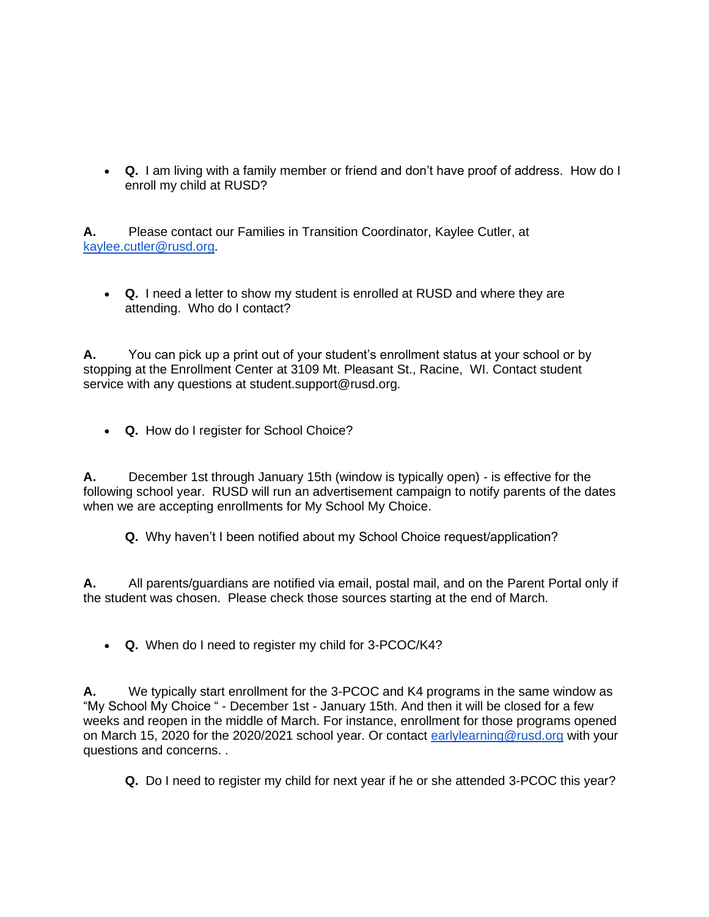- **Q.** I am living with a family member or friend and don't have proof of address. How do I enroll my child at RUSD?

**A.** Please contact our Families in Transition Coordinator, Kaylee Cutler, at kaylee.cutler@rusd.org.

- **Q.** I need a letter to show my student is enrolled at RUSD and where they are attending. Who do I contact?

**A.** You can pick up a print out of your student's enrollment status at your school or by stopping at the Enrollment Center at 3109 Mt. Pleasant St., Racine, WI. Contact student service with any questions at student.support@rusd.org.

- **Q.** How do I register for School Choice?

**A.** December 1st through January 15th (window is typically open) - is effective for the following school year. RUSD will run an advertisement campaign to notify parents of the dates when we are accepting enrollments for My School My Choice.

**Q.** Why haven't I been notified about my School Choice request/application?

**A.** All parents/guardians are notified via email, postal mail, and on the Parent Portal only if the student was chosen. Please check those sources starting at the end of March.

- **Q.** When do I need to register my child for 3-PCOC/K4?

**A.** We typically start enrollment for the 3-PCOC and K4 programs in the same window as "My School My Choice " - December 1st - January 15th. And then it will be closed for a few weeks and reopen in the middle of March. For instance, enrollment for those programs opened on March 15, 2020 for the 2020/2021 school year. Or contact earlylearning@rusd.org with your questions and concerns. .

**Q.** Do I need to register my child for next year if he or she attended 3-PCOC this year?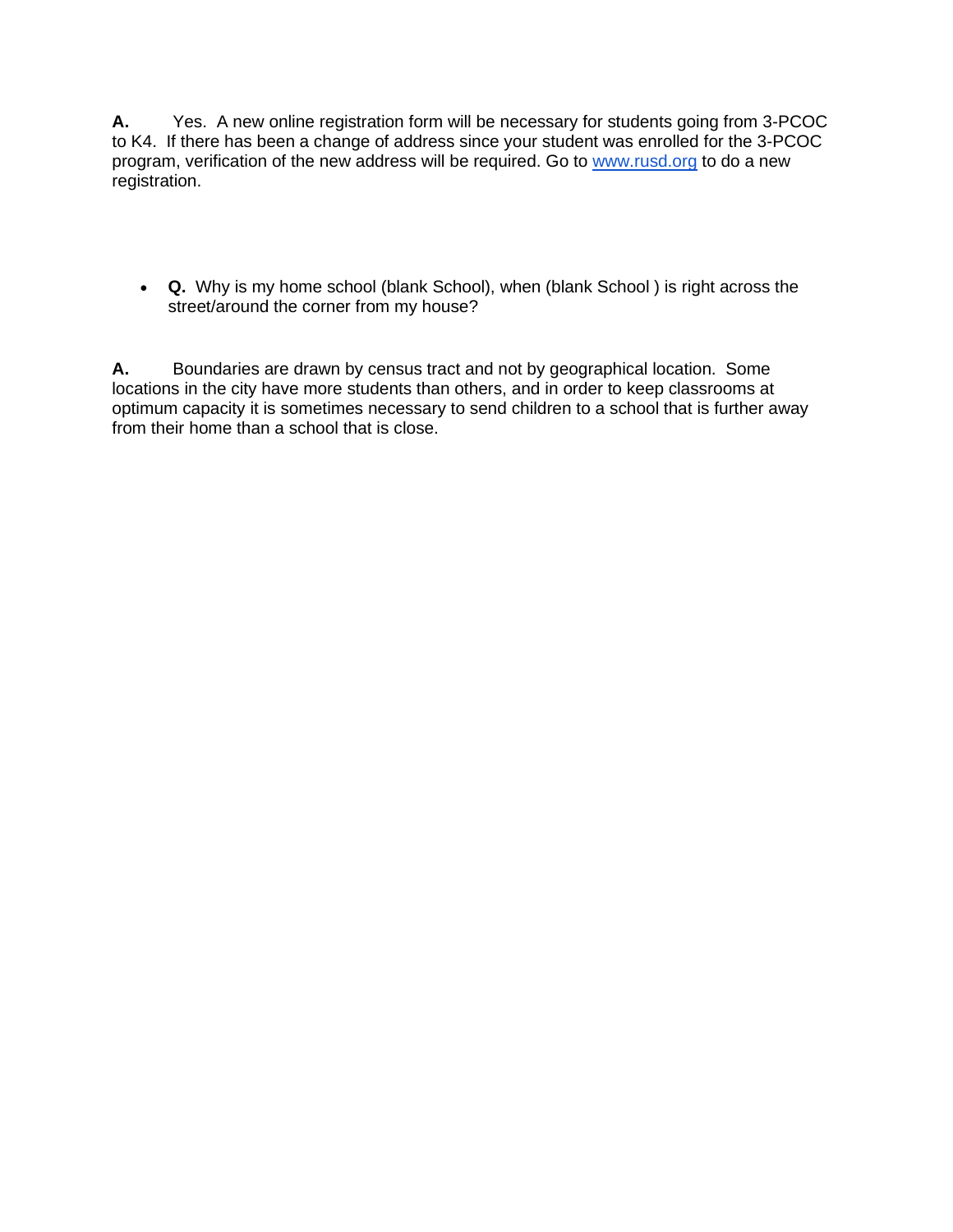**A.** Yes. A new online registration form will be necessary for students going from 3-PCOC to K4. If there has been a change of address since your student was enrolled for the 3-PCOC program, verification of the new address will be required. Go to [www.rusd.org](http://www.rusd.org) to do a new registration.

- **Q.** Why is my home school (blank School), when (blank School ) is right across the street/around the corner from my house?

**A.** Boundaries are drawn by census tract and not by geographical location. Some locations in the city have more students than others, and in order to keep classrooms at optimum capacity it is sometimes necessary to send children to a school that is further away from their home than a school that is close.